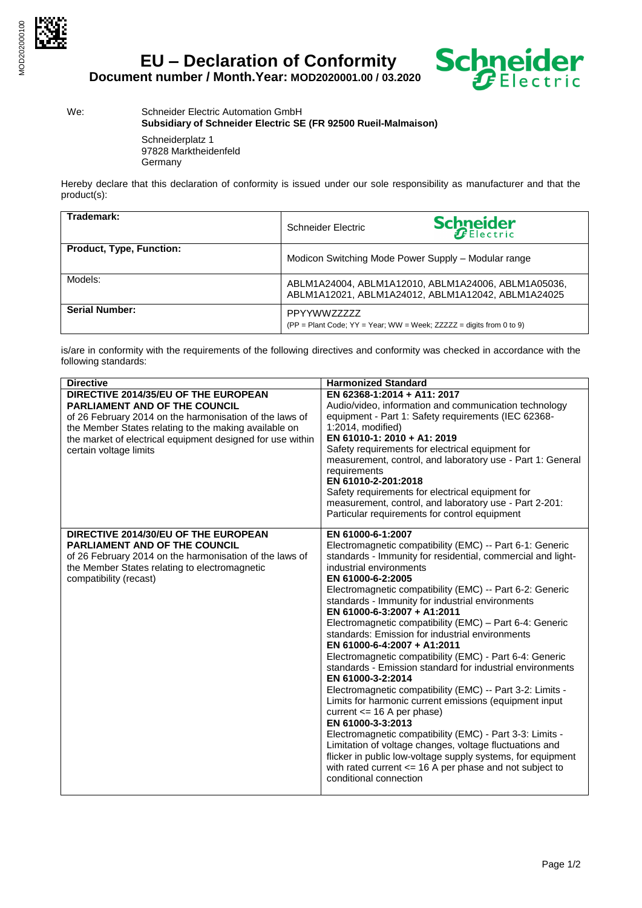# EU – Declaration of Conformity

**Document number / Month.Year: MOD2020001.00 / 03.2020**

We: Schneider Electric Automation GmbH
**Subsidiary of Schneider Electric SE (FR 92500 Rueil-Malmaison)**

Schneiderplatz 1
97828 Marktheidenfeld
Germany

Hereby declare that this declaration of conformity is issued under our sole responsibility as manufacturer and that the product(s):

| | |
|---|---|
| **Trademark:** | Schneider Electric |
| **Product, Type, Function:** | Modicon Switching Mode Power Supply – Modular range |
| Models: | ABLM1A24004, ABLM1A12010, ABLM1A24006, ABLM1A05036, ABLM1A12021, ABLM1A24012, ABLM1A12042, ABLM1A24025 |
| **Serial Number:** | PPYYWWZZZZZ<br>(PP = Plant Code; YY = Year; WW = Week; ZZZZZ = digits from 0 to 9) |

is/are in conformity with the requirements of the following directives and conformity was checked in accordance with the following standards:

| Directive | Harmonized Standard |
|---|---|
| **DIRECTIVE 2014/35/EU OF THE EUROPEAN PARLIAMENT AND OF THE COUNCIL**<br>of 26 February 2014 on the harmonisation of the laws of the Member States relating to the making available on the market of electrical equipment designed for use within certain voltage limits | **EN 62368-1:2014 + A11: 2017**<br>Audio/video, information and communication technology equipment - Part 1: Safety requirements (IEC 62368-1:2014, modified)<br>**EN 61010-1: 2010 + A1: 2019**<br>Safety requirements for electrical equipment for measurement, control, and laboratory use - Part 1: General requirements<br>**EN 61010-2-201:2018**<br>Safety requirements for electrical equipment for measurement, control, and laboratory use - Part 2-201: Particular requirements for control equipment |
| **DIRECTIVE 2014/30/EU OF THE EUROPEAN PARLIAMENT AND OF THE COUNCIL**<br>of 26 February 2014 on the harmonisation of the laws of the Member States relating to electromagnetic compatibility (recast) | **EN 61000-6-1:2007**<br>Electromagnetic compatibility (EMC) -- Part 6-1: Generic standards - Immunity for residential, commercial and light-industrial environments<br>**EN 61000-6-2:2005**<br>Electromagnetic compatibility (EMC) -- Part 6-2: Generic standards - Immunity for industrial environments<br>**EN 61000-6-3:2007 + A1:2011**<br>Electromagnetic compatibility (EMC) – Part 6-4: Generic standards: Emission for industrial environments<br>**EN 61000-6-4:2007 + A1:2011**<br>Electromagnetic compatibility (EMC) - Part 6-4: Generic standards - Emission standard for industrial environments<br>**EN 61000-3-2:2014**<br>Electromagnetic compatibility (EMC) -- Part 3-2: Limits - Limits for harmonic current emissions (equipment input current <= 16 A per phase)<br>**EN 61000-3-3:2013**<br>Electromagnetic compatibility (EMC) - Part 3-3: Limits - Limitation of voltage changes, voltage fluctuations and flicker in public low-voltage supply systems, for equipment with rated current <= 16 A per phase and not subject to conditional connection |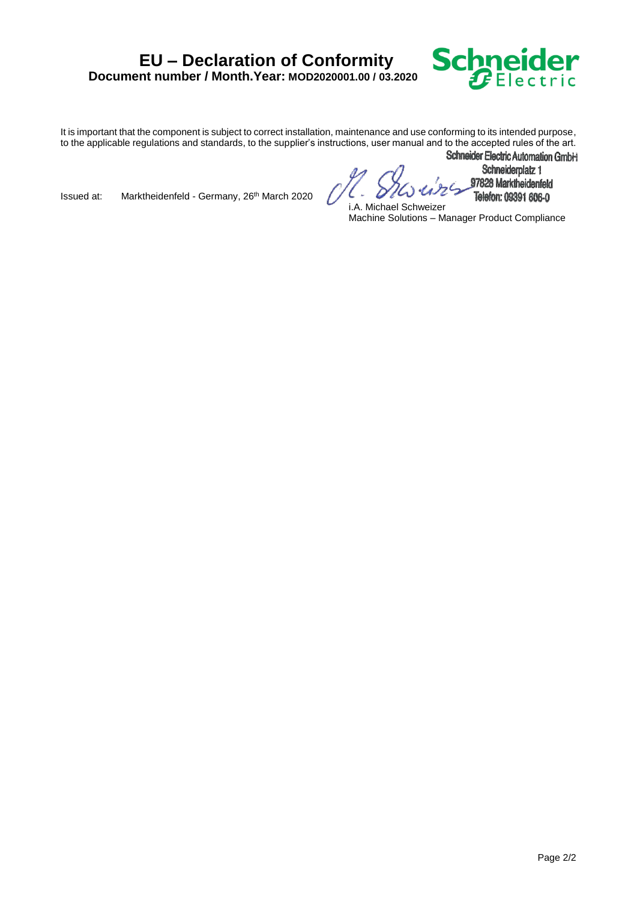# EU – Declaration of Conformity

**Document number / Month.Year: MOD2020001.00 / 03.2020**

It is important that the component is subject to correct installation, maintenance and use conforming to its intended purpose, to the applicable regulations and standards, to the supplier's instructions, user manual and to the accepted rules of the art.

Issued at: Marktheidenfeld - Germany, 26th March 2020

Schneider Electric Automation GmbH
Schneiderplatz 1
97828 Marktheidenfeld
Telefon: 09391 606-0

i.A. Michael Schweizer
Machine Solutions – Manager Product Compliance